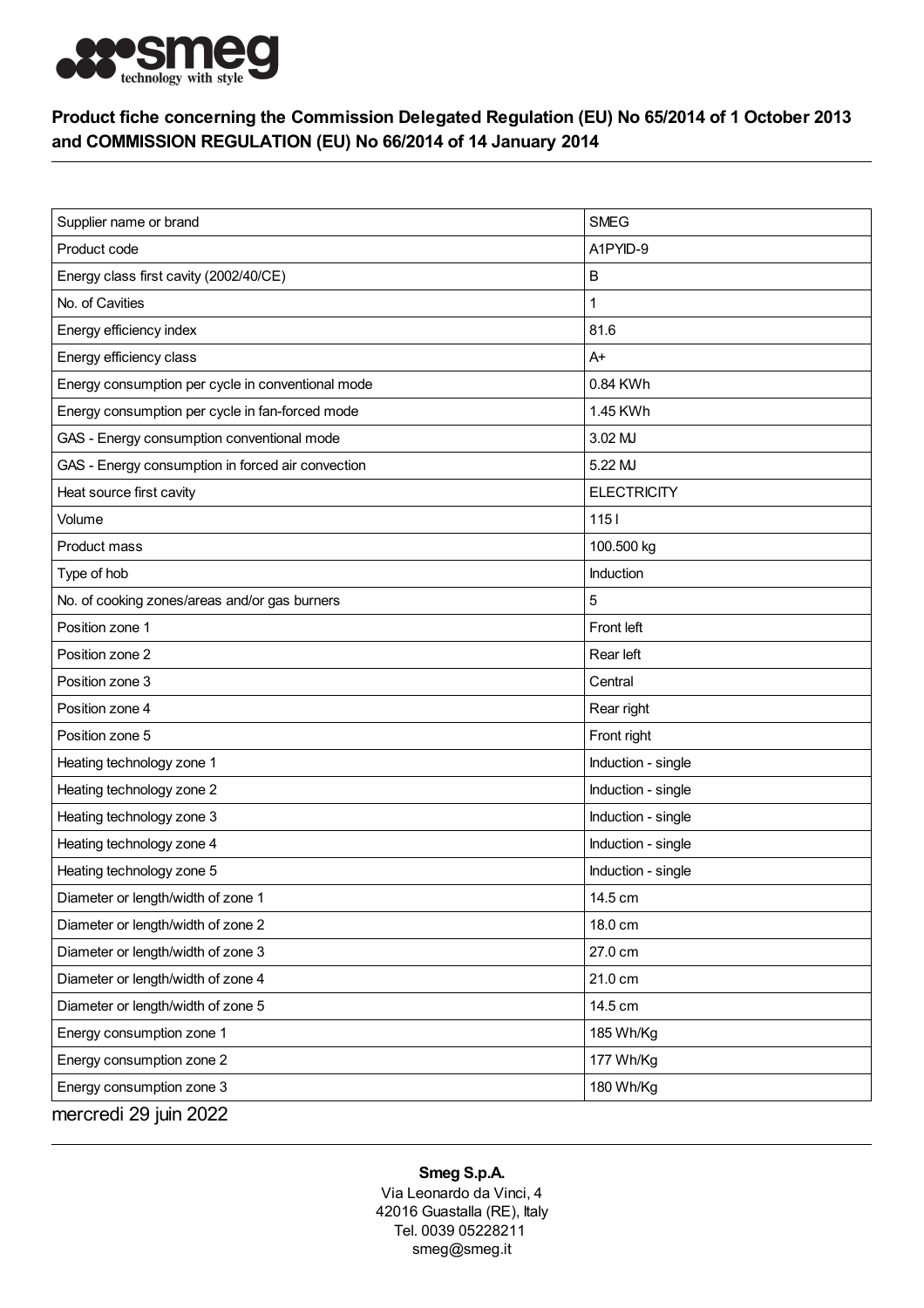**smeg** technology with style

## Product fiche concerning the Commission Delegated Regulation (EU) No 65/2014 of 1 October 2013 and COMMISSION REGULATION (EU) No 66/2014 of 14 January 2014

| | |
|---|---|
| Supplier name or brand | SMEG |
| Product code | A1PYID-9 |
| Energy class first cavity (2002/40/CE) | B |
| No. of Cavities | 1 |
| Energy efficiency index | 81.6 |
| Energy efficiency class | A+ |
| Energy consumption per cycle in conventional mode | 0.84 KWh |
| Energy consumption per cycle in fan-forced mode | 1.45 KWh |
| GAS - Energy consumption conventional mode | 3.02 MJ |
| GAS - Energy consumption in forced air convection | 5.22 MJ |
| Heat source first cavity | ELECTRICITY |
| Volume | 115 l |
| Product mass | 100.500 kg |
| Type of hob | Induction |
| No. of cooking zones/areas and/or gas burners | 5 |
| Position zone 1 | Front left |
| Position zone 2 | Rear left |
| Position zone 3 | Central |
| Position zone 4 | Rear right |
| Position zone 5 | Front right |
| Heating technology zone 1 | Induction - single |
| Heating technology zone 2 | Induction - single |
| Heating technology zone 3 | Induction - single |
| Heating technology zone 4 | Induction - single |
| Heating technology zone 5 | Induction - single |
| Diameter or length/width of zone 1 | 14.5 cm |
| Diameter or length/width of zone 2 | 18.0 cm |
| Diameter or length/width of zone 3 | 27.0 cm |
| Diameter or length/width of zone 4 | 21.0 cm |
| Diameter or length/width of zone 5 | 14.5 cm |
| Energy consumption zone 1 | 185 Wh/Kg |
| Energy consumption zone 2 | 177 Wh/Kg |
| Energy consumption zone 3 | 180 Wh/Kg |

mercredi 29 juin 2022

**Smeg S.p.A.**
Via Leonardo da Vinci, 4
42016 Guastalla (RE), Italy
Tel. 0039 05228211
smeg@smeg.it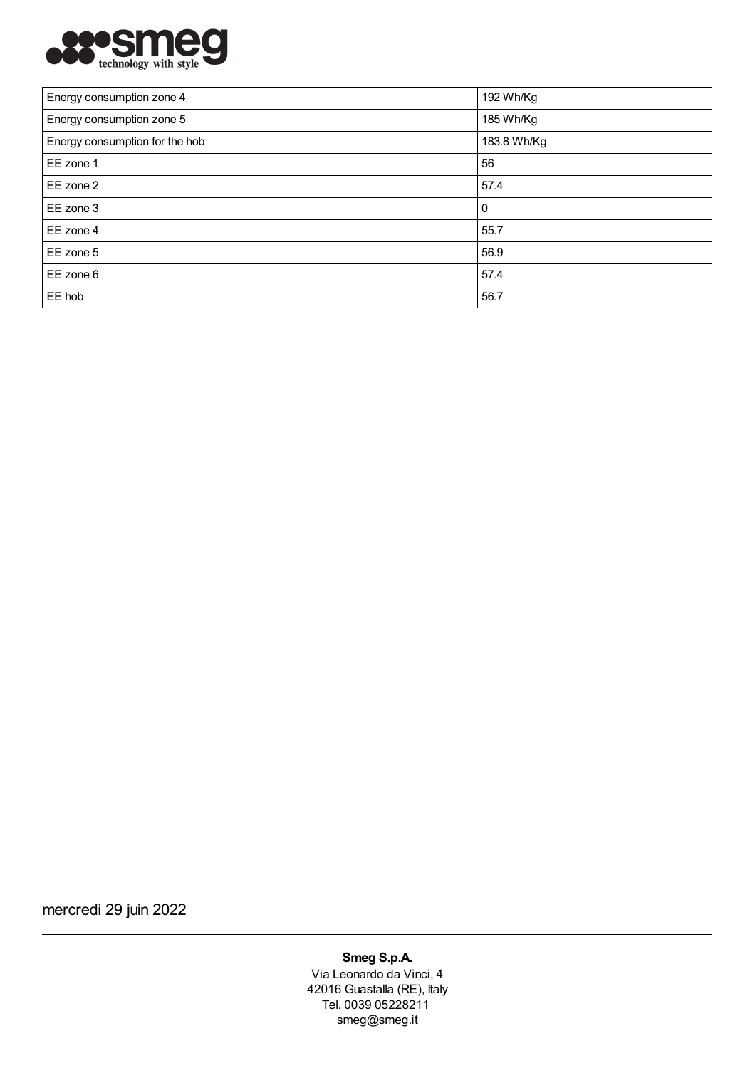| | |
|---|---|
| Energy consumption zone 4 | 192 Wh/Kg |
| Energy consumption zone 5 | 185 Wh/Kg |
| Energy consumption for the hob | 183.8 Wh/Kg |
| EE zone 1 | 56 |
| EE zone 2 | 57.4 |
| EE zone 3 | 0 |
| EE zone 4 | 55.7 |
| EE zone 5 | 56.9 |
| EE zone 6 | 57.4 |
| EE hob | 56.7 |

mercredi 29 juin 2022

**Smeg S.p.A.**
Via Leonardo da Vinci, 4
42016 Guastalla (RE), Italy
Tel. 0039 05228211
smeg@smeg.it